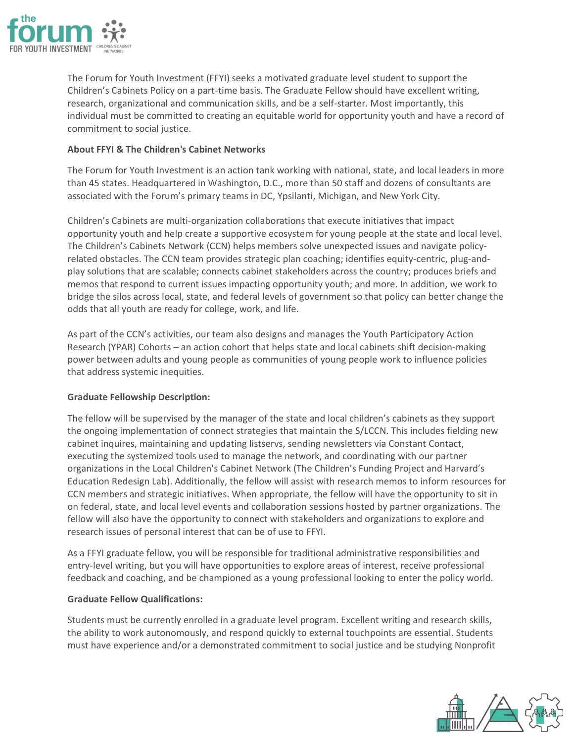The Forum for Youth Investment (FFYI) seeks a motivated graduate level student to support the Children's Cabinets Policy on a part-time basis. The Graduate Fellow should have excellent writing, research, organizational and communication skills, and be a self-starter. Most importantly, this individual must be committed to creating an equitable world for opportunity youth and have a record of commitment to social justice.

**About FFYI & The Children's Cabinet Networks**

The Forum for Youth Investment is an action tank working with national, state, and local leaders in more than 45 states. Headquartered in Washington, D.C., more than 50 staff and dozens of consultants are associated with the Forum's primary teams in DC, Ypsilanti, Michigan, and New York City.

Children's Cabinets are multi-organization collaborations that execute initiatives that impact opportunity youth and help create a supportive ecosystem for young people at the state and local level. The Children's Cabinets Network (CCN) helps members solve unexpected issues and navigate policy-related obstacles. The CCN team provides strategic plan coaching; identifies equity-centric, plug-and-play solutions that are scalable; connects cabinet stakeholders across the country; produces briefs and memos that respond to current issues impacting opportunity youth; and more. In addition, we work to bridge the silos across local, state, and federal levels of government so that policy can better change the odds that all youth are ready for college, work, and life.

As part of the CCN's activities, our team also designs and manages the Youth Participatory Action Research (YPAR) Cohorts – an action cohort that helps state and local cabinets shift decision-making power between adults and young people as communities of young people work to influence policies that address systemic inequities.

**Graduate Fellowship Description:**

The fellow will be supervised by the manager of the state and local children's cabinets as they support the ongoing implementation of connect strategies that maintain the S/LCCN. This includes fielding new cabinet inquires, maintaining and updating listservs, sending newsletters via Constant Contact, executing the systemized tools used to manage the network, and coordinating with our partner organizations in the Local Children's Cabinet Network (The Children's Funding Project and Harvard's Education Redesign Lab). Additionally, the fellow will assist with research memos to inform resources for CCN members and strategic initiatives. When appropriate, the fellow will have the opportunity to sit in on federal, state, and local level events and collaboration sessions hosted by partner organizations. The fellow will also have the opportunity to connect with stakeholders and organizations to explore and research issues of personal interest that can be of use to FFYI.

As a FFYI graduate fellow, you will be responsible for traditional administrative responsibilities and entry-level writing, but you will have opportunities to explore areas of interest, receive professional feedback and coaching, and be championed as a young professional looking to enter the policy world.

**Graduate Fellow Qualifications:**

Students must be currently enrolled in a graduate level program. Excellent writing and research skills, the ability to work autonomously, and respond quickly to external touchpoints are essential. Students must have experience and/or a demonstrated commitment to social justice and be studying Nonprofit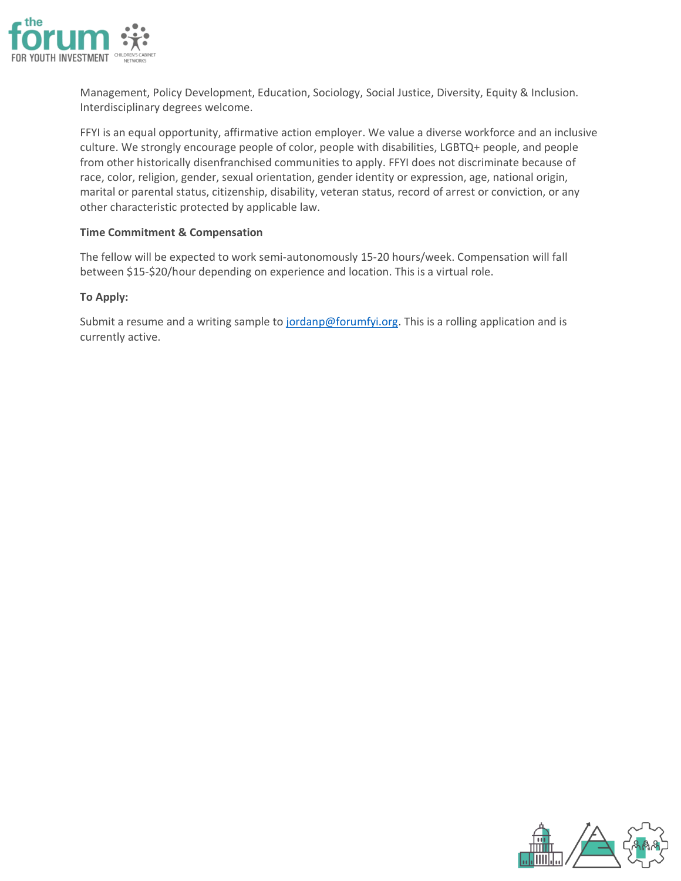Management, Policy Development, Education, Sociology, Social Justice, Diversity, Equity & Inclusion. Interdisciplinary degrees welcome.

FFYI is an equal opportunity, affirmative action employer. We value a diverse workforce and an inclusive culture. We strongly encourage people of color, people with disabilities, LGBTQ+ people, and people from other historically disenfranchised communities to apply. FFYI does not discriminate because of race, color, religion, gender, sexual orientation, gender identity or expression, age, national origin, marital or parental status, citizenship, disability, veteran status, record of arrest or conviction, or any other characteristic protected by applicable law.

**Time Commitment & Compensation**

The fellow will be expected to work semi-autonomously 15-20 hours/week. Compensation will fall between $15-$20/hour depending on experience and location. This is a virtual role.

**To Apply:**

Submit a resume and a writing sample to jordanp@forumfyi.org. This is a rolling application and is currently active.